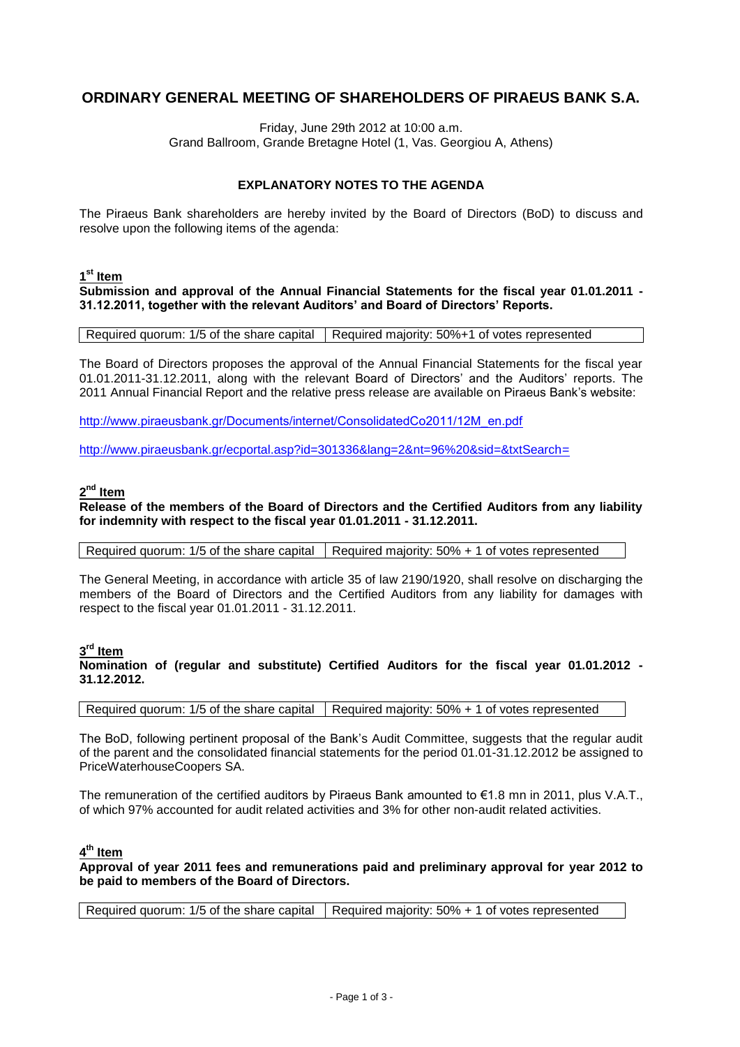# ORDINARY GENERAL MEETING OF SHAREHOLDERS OF PIRAEUS BANK S.A.

Friday, June 29th 2012 at 10:00 a.m.
Grand Ballroom, Grande Bretagne Hotel (1, Vas. Georgiou A, Athens)

## EXPLANATORY NOTES TO THE AGENDA

The Piraeus Bank shareholders are hereby invited by the Board of Directors (BoD) to discuss and resolve upon the following items of the agenda:

### 1st Item

**Submission and approval of the Annual Financial Statements for the fiscal year 01.01.2011 - 31.12.2011, together with the relevant Auditors' and Board of Directors' Reports.**

| Required quorum: 1/5 of the share capital | Required majority: 50%+1 of votes represented |
|---|---|

The Board of Directors proposes the approval of the Annual Financial Statements for the fiscal year 01.01.2011-31.12.2011, along with the relevant Board of Directors' and the Auditors' reports. The 2011 Annual Financial Report and the relative press release are available on Piraeus Bank's website:

http://www.piraeusbank.gr/Documents/internet/ConsolidatedCo2011/12M_en.pdf

http://www.piraeusbank.gr/ecportal.asp?id=301336&lang=2&nt=96%20&sid=&txtSearch=

### 2nd Item

**Release of the members of the Board of Directors and the Certified Auditors from any liability for indemnity with respect to the fiscal year 01.01.2011 - 31.12.2011.**

| Required quorum: 1/5 of the share capital | Required majority: 50% + 1 of votes represented |
|---|---|

The General Meeting, in accordance with article 35 of law 2190/1920, shall resolve on discharging the members of the Board of Directors and the Certified Auditors from any liability for damages with respect to the fiscal year 01.01.2011 - 31.12.2011.

### 3rd Item

**Nomination of (regular and substitute) Certified Auditors for the fiscal year 01.01.2012 - 31.12.2012.**

| Required quorum: 1/5 of the share capital | Required majority: 50% + 1 of votes represented |
|---|---|

The BoD, following pertinent proposal of the Bank's Audit Committee, suggests that the regular audit of the parent and the consolidated financial statements for the period 01.01-31.12.2012 be assigned to PriceWaterhouseCoopers SA.

The remuneration of the certified auditors by Piraeus Bank amounted to €1.8 mn in 2011, plus V.A.T., of which 97% accounted for audit related activities and 3% for other non-audit related activities.

### 4th Item

**Approval of year 2011 fees and remunerations paid and preliminary approval for year 2012 to be paid to members of the Board of Directors.**

| Required quorum: 1/5 of the share capital | Required majority: 50% + 1 of votes represented |
|---|---|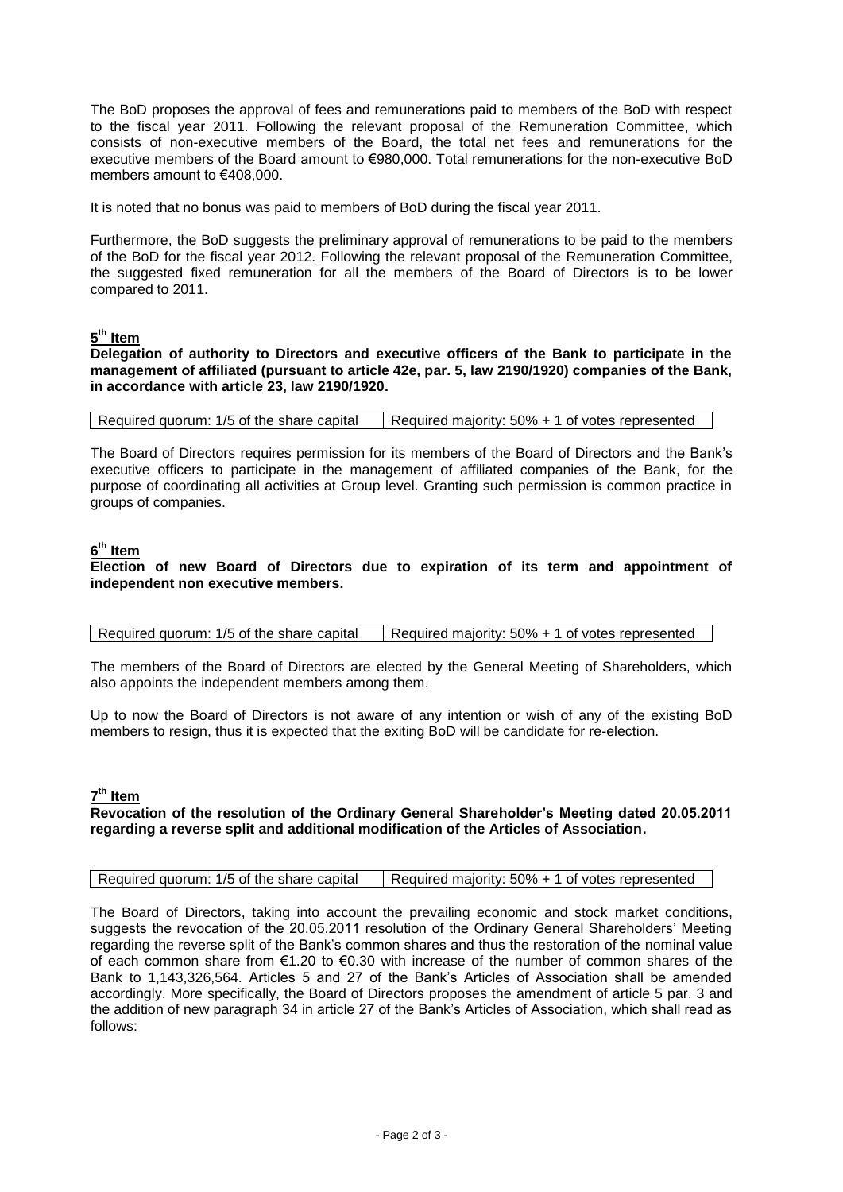The BoD proposes the approval of fees and remunerations paid to members of the BoD with respect to the fiscal year 2011. Following the relevant proposal of the Remuneration Committee, which consists of non-executive members of the Board, the total net fees and remunerations for the executive members of the Board amount to €980,000. Total remunerations for the non-executive BoD members amount to €408,000.

It is noted that no bonus was paid to members of BoD during the fiscal year 2011.

Furthermore, the BoD suggests the preliminary approval of remunerations to be paid to the members of the BoD for the fiscal year 2012. Following the relevant proposal of the Remuneration Committee, the suggested fixed remuneration for all the members of the Board of Directors is to be lower compared to 2011.

## 5th Item

**Delegation of authority to Directors and executive officers of the Bank to participate in the management of affiliated (pursuant to article 42e, par. 5, law 2190/1920) companies of the Bank, in accordance with article 23, law 2190/1920.**

| Required quorum: 1/5 of the share capital | Required majority: 50% + 1 of votes represented |
|---|---|

The Board of Directors requires permission for its members of the Board of Directors and the Bank's executive officers to participate in the management of affiliated companies of the Bank, for the purpose of coordinating all activities at Group level. Granting such permission is common practice in groups of companies.

## 6th Item

**Election of new Board of Directors due to expiration of its term and appointment of independent non executive members.**

| Required quorum: 1/5 of the share capital | Required majority: 50% + 1 of votes represented |
|---|---|

The members of the Board of Directors are elected by the General Meeting of Shareholders, which also appoints the independent members among them.

Up to now the Board of Directors is not aware of any intention or wish of any of the existing BoD members to resign, thus it is expected that the exiting BoD will be candidate for re-election.

## 7th Item

**Revocation of the resolution of the Ordinary General Shareholder's Meeting dated 20.05.2011 regarding a reverse split and additional modification of the Articles of Association.**

| Required quorum: 1/5 of the share capital | Required majority: 50% + 1 of votes represented |
|---|---|

The Board of Directors, taking into account the prevailing economic and stock market conditions, suggests the revocation of the 20.05.2011 resolution of the Ordinary General Shareholders' Meeting regarding the reverse split of the Bank's common shares and thus the restoration of the nominal value of each common share from €1.20 to €0.30 with increase of the number of common shares of the Bank to 1,143,326,564. Articles 5 and 27 of the Bank's Articles of Association shall be amended accordingly. More specifically, the Board of Directors proposes the amendment of article 5 par. 3 and the addition of new paragraph 34 in article 27 of the Bank's Articles of Association, which shall read as follows: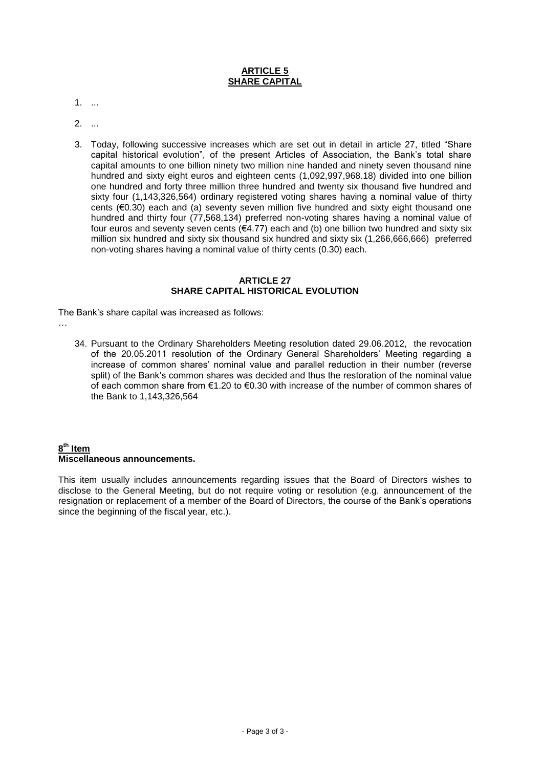**ARTICLE 5**
**SHARE CAPITAL**

1. ...

2. ...

3. Today, following successive increases which are set out in detail in article 27, titled "Share capital historical evolution", of the present Articles of Association, the Bank's total share capital amounts to one billion ninety two million nine handed and ninety seven thousand nine hundred and sixty eight euros and eighteen cents (1,092,997,968.18) divided into one billion one hundred and forty three million three hundred and twenty six thousand five hundred and sixty four (1,143,326,564) ordinary registered voting shares having a nominal value of thirty cents (€0.30) each and (a) seventy seven million five hundred and sixty eight thousand one hundred and thirty four (77,568,134) preferred non-voting shares having a nominal value of four euros and seventy seven cents (€4.77) each and (b) one billion two hundred and sixty six million six hundred and sixty six thousand six hundred and sixty six (1,266,666,666) preferred non-voting shares having a nominal value of thirty cents (0.30) each.

**ARTICLE 27**
**SHARE CAPITAL HISTORICAL EVOLUTION**

The Bank's share capital was increased as follows:

…

34. Pursuant to the Ordinary Shareholders Meeting resolution dated 29.06.2012, the revocation of the 20.05.2011 resolution of the Ordinary General Shareholders' Meeting regarding a increase of common shares' nominal value and parallel reduction in their number (reverse split) of the Bank's common shares was decided and thus the restoration of the nominal value of each common share from €1.20 to €0.30 with increase of the number of common shares of the Bank to 1,143,326,564

**8th Item**
**Miscellaneous announcements.**

This item usually includes announcements regarding issues that the Board of Directors wishes to disclose to the General Meeting, but do not require voting or resolution (e.g. announcement of the resignation or replacement of a member of the Board of Directors, the course of the Bank's operations since the beginning of the fiscal year, etc.).